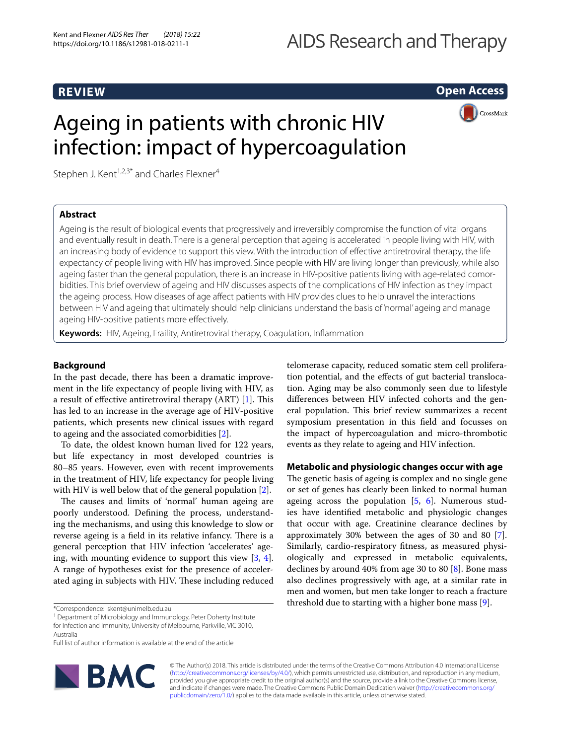REVIEW

Open Access

# Ageing in patients with chronic HIV infection: impact of hypercoagulation

Stephen J. Kent[1,2,3*] and Charles Flexner[4]

## Abstract

Ageing is the result of biological events that progressively and irreversibly compromise the function of vital organs and eventually result in death. There is a general perception that ageing is accelerated in people living with HIV, with an increasing body of evidence to support this view. With the introduction of effective antiretroviral therapy, the life expectancy of people living with HIV has improved. Since people with HIV are living longer than previously, while also ageing faster than the general population, there is an increase in HIV-positive patients living with age-related comorbidities. This brief overview of ageing and HIV discusses aspects of the complications of HIV infection as they impact the ageing process. How diseases of age affect patients with HIV provides clues to help unravel the interactions between HIV and ageing that ultimately should help clinicians understand the basis of 'normal' ageing and manage ageing HIV-positive patients more effectively.

**Keywords:** HIV, Ageing, Fraility, Antiretroviral therapy, Coagulation, Inflammation

## Background

In the past decade, there has been a dramatic improvement in the life expectancy of people living with HIV, as a result of effective antiretroviral therapy (ART) [1]. This has led to an increase in the average age of HIV-positive patients, which presents new clinical issues with regard to ageing and the associated comorbidities [2].

To date, the oldest known human lived for 122 years, but life expectancy in most developed countries is 80–85 years. However, even with recent improvements in the treatment of HIV, life expectancy for people living with HIV is well below that of the general population [2].

The causes and limits of 'normal' human ageing are poorly understood. Defining the process, understanding the mechanisms, and using this knowledge to slow or reverse ageing is a field in its relative infancy. There is a general perception that HIV infection 'accelerates' ageing, with mounting evidence to support this view [3, 4]. A range of hypotheses exist for the presence of accelerated aging in subjects with HIV. These including reduced telomerase capacity, reduced somatic stem cell proliferation potential, and the effects of gut bacterial translocation. Aging may be also commonly seen due to lifestyle differences between HIV infected cohorts and the general population. This brief review summarizes a recent symposium presentation in this field and focusses on the impact of hypercoagulation and micro-thrombotic events as they relate to ageing and HIV infection.

## Metabolic and physiologic changes occur with age

The genetic basis of ageing is complex and no single gene or set of genes has clearly been linked to normal human ageing across the population [5, 6]. Numerous studies have identified metabolic and physiologic changes that occur with age. Creatinine clearance declines by approximately 30% between the ages of 30 and 80 [7]. Similarly, cardio-respiratory fitness, as measured physiologically and expressed in metabolic equivalents, declines by around 40% from age 30 to 80 [8]. Bone mass also declines progressively with age, at a similar rate in men and women, but men take longer to reach a fracture threshold due to starting with a higher bone mass [9].

*Correspondence: skent@unimelb.edu.au

[1] Department of Microbiology and Immunology, Peter Doherty Institute for Infection and Immunity, University of Melbourne, Parkville, VIC 3010, Australia

Full list of author information is available at the end of the article

© The Author(s) 2018. This article is distributed under the terms of the Creative Commons Attribution 4.0 International License (http://creativecommons.org/licenses/by/4.0/), which permits unrestricted use, distribution, and reproduction in any medium, provided you give appropriate credit to the original author(s) and the source, provide a link to the Creative Commons license, and indicate if changes were made. The Creative Commons Public Domain Dedication waiver (http://creativecommons.org/publicdomain/zero/1.0/) applies to the data made available in this article, unless otherwise stated.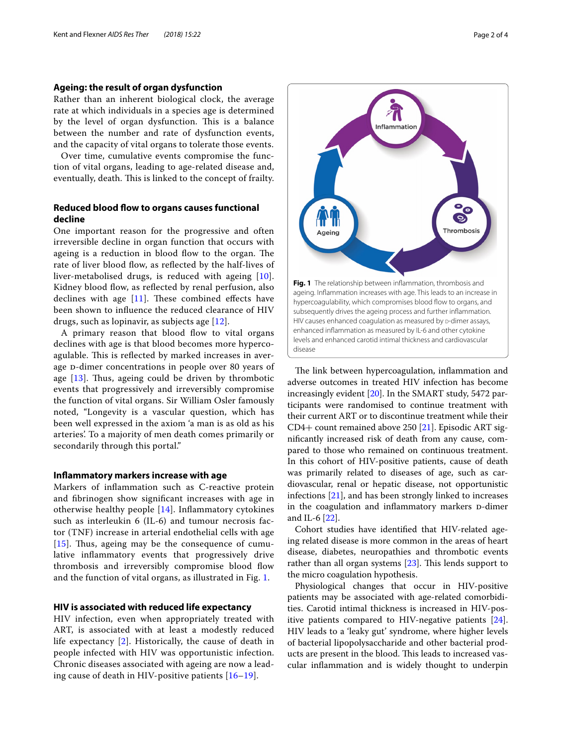## Ageing: the result of organ dysfunction

Rather than an inherent biological clock, the average rate at which individuals in a species age is determined by the level of organ dysfunction. This is a balance between the number and rate of dysfunction events, and the capacity of vital organs to tolerate those events.

Over time, cumulative events compromise the function of vital organs, leading to age-related disease and, eventually, death. This is linked to the concept of frailty.

## Reduced blood flow to organs causes functional decline

One important reason for the progressive and often irreversible decline in organ function that occurs with ageing is a reduction in blood flow to the organ. The rate of liver blood flow, as reflected by the half-lives of liver-metabolised drugs, is reduced with ageing [10]. Kidney blood flow, as reflected by renal perfusion, also declines with age [11]. These combined effects have been shown to influence the reduced clearance of HIV drugs, such as lopinavir, as subjects age [12].

A primary reason that blood flow to vital organs declines with age is that blood becomes more hypercoagulable. This is reflected by marked increases in average D-dimer concentrations in people over 80 years of age [13]. Thus, ageing could be driven by thrombotic events that progressively and irreversibly compromise the function of vital organs. Sir William Osler famously noted, "Longevity is a vascular question, which has been well expressed in the axiom 'a man is as old as his arteries'. To a majority of men death comes primarily or secondarily through this portal."

## Inflammatory markers increase with age

Markers of inflammation such as C-reactive protein and fibrinogen show significant increases with age in otherwise healthy people [14]. Inflammatory cytokines such as interleukin 6 (IL-6) and tumour necrosis factor (TNF) increase in arterial endothelial cells with age [15]. Thus, ageing may be the consequence of cumulative inflammatory events that progressively drive thrombosis and irreversibly compromise blood flow and the function of vital organs, as illustrated in Fig. 1.

**Fig. 1** The relationship between inflammation, thrombosis and ageing. Inflammation increases with age. This leads to an increase in hypercoagulability, which compromises blood flow to organs, and subsequently drives the ageing process and further inflammation. HIV causes enhanced coagulation as measured by D-dimer assays, enhanced inflammation as measured by IL-6 and other cytokine levels and enhanced carotid intimal thickness and cardiovascular disease

## HIV is associated with reduced life expectancy

HIV infection, even when appropriately treated with ART, is associated with at least a modestly reduced life expectancy [2]. Historically, the cause of death in people infected with HIV was opportunistic infection. Chronic diseases associated with ageing are now a leading cause of death in HIV-positive patients [16–19].

The link between hypercoagulation, inflammation and adverse outcomes in treated HIV infection has become increasingly evident [20]. In the SMART study, 5472 participants were randomised to continue treatment with their current ART or to discontinue treatment while their CD4+ count remained above 250 [21]. Episodic ART significantly increased risk of death from any cause, compared to those who remained on continuous treatment. In this cohort of HIV-positive patients, cause of death was primarily related to diseases of age, such as cardiovascular, renal or hepatic disease, not opportunistic infections [21], and has been strongly linked to increases in the coagulation and inflammatory markers D-dimer and IL-6 [22].

Cohort studies have identified that HIV-related ageing related disease is more common in the areas of heart disease, diabetes, neuropathies and thrombotic events rather than all organ systems [23]. This lends support to the micro coagulation hypothesis.

Physiological changes that occur in HIV-positive patients may be associated with age-related comorbidities. Carotid intimal thickness is increased in HIV-positive patients compared to HIV-negative patients [24]. HIV leads to a 'leaky gut' syndrome, where higher levels of bacterial lipopolysaccharide and other bacterial products are present in the blood. This leads to increased vascular inflammation and is widely thought to underpin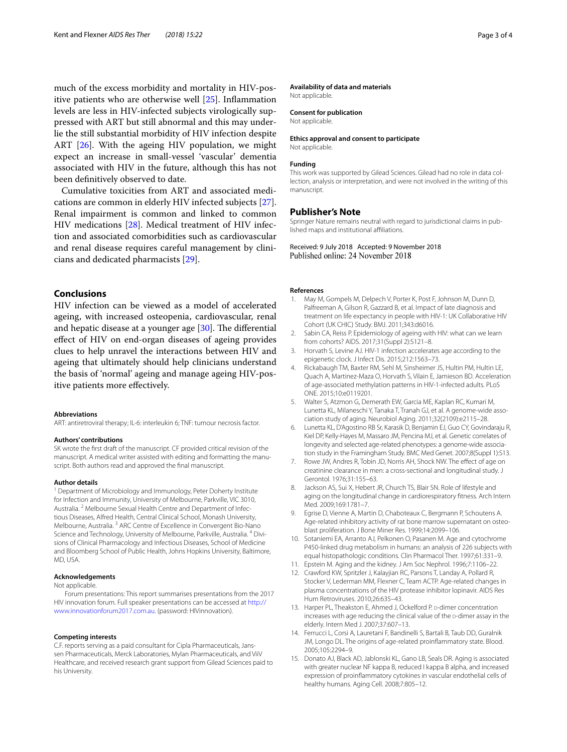much of the excess morbidity and mortality in HIV-positive patients who are otherwise well [25]. Inflammation levels are less in HIV-infected subjects virologically suppressed with ART but still abnormal and this may underlie the still substantial morbidity of HIV infection despite ART [26]. With the ageing HIV population, we might expect an increase in small-vessel 'vascular' dementia associated with HIV in the future, although this has not been definitively observed to date.

Cumulative toxicities from ART and associated medications are common in elderly HIV infected subjects [27]. Renal impairment is common and linked to common HIV medications [28]. Medical treatment of HIV infection and associated comorbidities such as cardiovascular and renal disease requires careful management by clinicians and dedicated pharmacists [29].

## Conclusions

HIV infection can be viewed as a model of accelerated ageing, with increased osteopenia, cardiovascular, renal and hepatic disease at a younger age [30]. The differential effect of HIV on end-organ diseases of ageing provides clues to help unravel the interactions between HIV and ageing that ultimately should help clinicians understand the basis of 'normal' ageing and manage ageing HIV-positive patients more effectively.

#### Abbreviations
ART: antiretroviral therapy; IL-6: interleukin 6; TNF: tumour necrosis factor.

#### Authors' contributions
SK wrote the first draft of the manuscript. CF provided critical revision of the manuscript. A medical writer assisted with editing and formatting the manuscript. Both authors read and approved the final manuscript.

#### Author details
[1] Department of Microbiology and Immunology, Peter Doherty Institute for Infection and Immunity, University of Melbourne, Parkville, VIC 3010, Australia. [2] Melbourne Sexual Health Centre and Department of Infectious Diseases, Alfred Health, Central Clinical School, Monash University, Melbourne, Australia. [3] ARC Centre of Excellence in Convergent Bio-Nano Science and Technology, University of Melbourne, Parkville, Australia. [4] Divisions of Clinical Pharmacology and Infectious Diseases, School of Medicine and Bloomberg School of Public Health, Johns Hopkins University, Baltimore, MD, USA.

#### Acknowledgements
Not applicable.

Forum presentations: This report summarises presentations from the 2017 HIV innovation forum. Full speaker presentations can be accessed at http://www.innovationforum2017.com.au. (password: HIVinnovation).

#### Competing interests
C.F. reports serving as a paid consultant for Cipla Pharmaceuticals, Janssen Pharmaceuticals, Merck Laboratories, Mylan Pharmaceuticals, and ViiV Healthcare, and received research grant support from Gilead Sciences paid to his University.

#### Availability of data and materials
Not applicable.

#### Consent for publication
Not applicable.

#### Ethics approval and consent to participate
Not applicable.

#### Funding
This work was supported by Gilead Sciences. Gilead had no role in data collection, analysis or interpretation, and were not involved in the writing of this manuscript.

### Publisher's Note
Springer Nature remains neutral with regard to jurisdictional claims in published maps and institutional affiliations.

Received: 9 July 2018 Accepted: 9 November 2018
Published online: 24 November 2018

#### References

1. May M, Gompels M, Delpech V, Porter K, Post F, Johnson M, Dunn D, Palfreeman A, Gilson R, Gazzard B, et al. Impact of late diagnosis and treatment on life expectancy in people with HIV-1: UK Collaborative HIV Cohort (UK CHIC) Study. BMJ. 2011;343:d6016.
2. Sabin CA, Reiss P. Epidemiology of ageing with HIV: what can we learn from cohorts? AIDS. 2017;31(Suppl 2):S121–8.
3. Horvath S, Levine AJ. HIV-1 infection accelerates age according to the epigenetic clock. J Infect Dis. 2015;212:1563–73.
4. Rickabaugh TM, Baxter RM, Sehl M, Sinsheimer JS, Hultin PM, Hultin LE, Quach A, Martinez-Maza O, Horvath S, Vilain E, Jamieson BD. Acceleration of age-associated methylation patterns in HIV-1-infected adults. PLoS ONE. 2015;10:e0119201.
5. Walter S, Atzmon G, Demerath EW, Garcia ME, Kaplan RC, Kumari M, Lunetta KL, Milaneschi Y, Tanaka T, Tranah GJ, et al. A genome-wide association study of aging. Neurobiol Aging. 2011;32(2109):e2115–28.
6. Lunetta KL, D'Agostino RB Sr, Karasik D, Benjamin EJ, Guo CY, Govindaraju R, Kiel DP, Kelly-Hayes M, Massaro JM, Pencina MJ, et al. Genetic correlates of longevity and selected age-related phenotypes: a genome-wide association study in the Framingham Study. BMC Med Genet. 2007;8(Suppl 1):S13.
7. Rowe JW, Andres R, Tobin JD, Norris AH, Shock NW. The effect of age on creatinine clearance in men: a cross-sectional and longitudinal study. J Gerontol. 1976;31:155–63.
8. Jackson AS, Sui X, Hebert JR, Church TS, Blair SN. Role of lifestyle and aging on the longitudinal change in cardiorespiratory fitness. Arch Intern Med. 2009;169:1781–7.
9. Egrise D, Vienne A, Martin D, Chaboteaux C, Bergmann P, Schoutens A. Age-related inhibitory activity of rat bone marrow supernatant on osteoblast proliferation. J Bone Miner Res. 1999;14:2099–106.
10. Sotaniemi EA, Arranto AJ, Pelkonen O, Pasanen M. Age and cytochrome P450-linked drug metabolism in humans: an analysis of 226 subjects with equal histopathologic conditions. Clin Pharmacol Ther. 1997;61:331–9.
11. Epstein M. Aging and the kidney. J Am Soc Nephrol. 1996;7:1106–22.
12. Crawford KW, Spritzler J, Kalayjian RC, Parsons T, Landay A, Pollard R, Stocker V, Lederman MM, Flexner C, Team ACTP. Age-related changes in plasma concentrations of the HIV protease inhibitor lopinavir. AIDS Res Hum Retroviruses. 2010;26:635–43.
13. Harper PL, Theakston E, Ahmed J, Ockelford P. D-dimer concentration increases with age reducing the clinical value of the D-dimer assay in the elderly. Intern Med J. 2007;37:607–13.
14. Ferrucci L, Corsi A, Lauretani F, Bandinelli S, Bartali B, Taub DD, Guralnik JM, Longo DL. The origins of age-related proinflammatory state. Blood. 2005;105:2294–9.
15. Donato AJ, Black AD, Jablonski KL, Gano LB, Seals DR. Aging is associated with greater nuclear NF kappa B, reduced I kappa B alpha, and increased expression of proinflammatory cytokines in vascular endothelial cells of healthy humans. Aging Cell. 2008;7:805–12.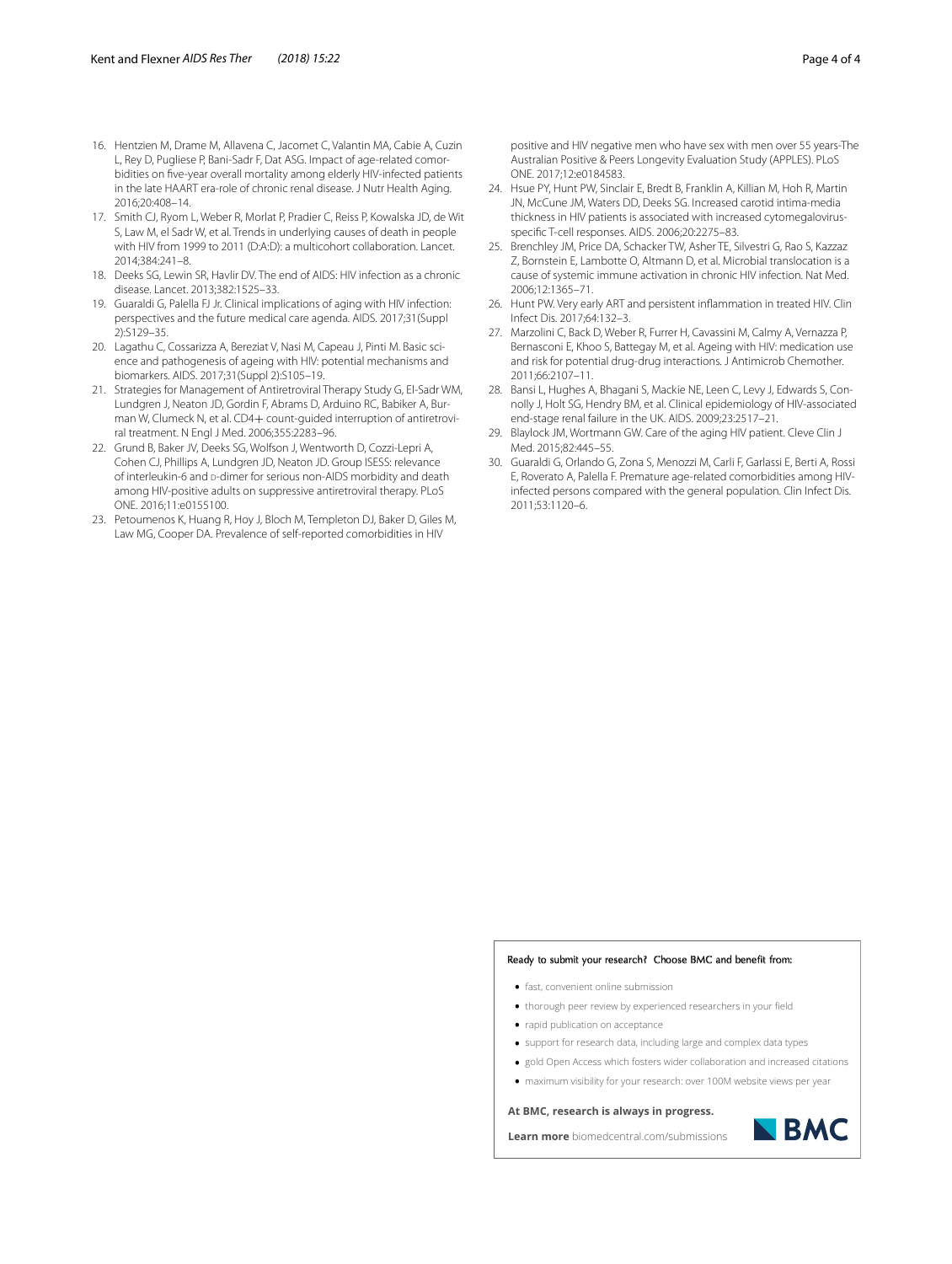16. Hentzien M, Drame M, Allavena C, Jacomet C, Valantin MA, Cabie A, Cuzin L, Rey D, Pugliese P, Bani-Sadr F, Dat ASG. Impact of age-related comorbidities on five-year overall mortality among elderly HIV-infected patients in the late HAART era-role of chronic renal disease. J Nutr Health Aging. 2016;20:408–14.
17. Smith CJ, Ryom L, Weber R, Morlat P, Pradier C, Reiss P, Kowalska JD, de Wit S, Law M, el Sadr W, et al. Trends in underlying causes of death in people with HIV from 1999 to 2011 (D:A:D): a multicohort collaboration. Lancet. 2014;384:241–8.
18. Deeks SG, Lewin SR, Havlir DV. The end of AIDS: HIV infection as a chronic disease. Lancet. 2013;382:1525–33.
19. Guaraldi G, Palella FJ Jr. Clinical implications of aging with HIV infection: perspectives and the future medical care agenda. AIDS. 2017;31(Suppl 2):S129–35.
20. Lagathu C, Cossarizza A, Bereziat V, Nasi M, Capeau J, Pinti M. Basic science and pathogenesis of ageing with HIV: potential mechanisms and biomarkers. AIDS. 2017;31(Suppl 2):S105–19.
21. Strategies for Management of Antiretroviral Therapy Study G, El-Sadr WM, Lundgren J, Neaton JD, Gordin F, Abrams D, Arduino RC, Babiker A, Burman W, Clumeck N, et al. CD4+ count-guided interruption of antiretroviral treatment. N Engl J Med. 2006;355:2283–96.
22. Grund B, Baker JV, Deeks SG, Wolfson J, Wentworth D, Cozzi-Lepri A, Cohen CJ, Phillips A, Lundgren JD, Neaton JD. Group ISESS: relevance of interleukin-6 and D-dimer for serious non-AIDS morbidity and death among HIV-positive adults on suppressive antiretroviral therapy. PLoS ONE. 2016;11:e0155100.
23. Petoumenos K, Huang R, Hoy J, Bloch M, Templeton DJ, Baker D, Giles M, Law MG, Cooper DA. Prevalence of self-reported comorbidities in HIV positive and HIV negative men who have sex with men over 55 years-The Australian Positive & Peers Longevity Evaluation Study (APPLES). PLoS ONE. 2017;12:e0184583.
24. Hsue PY, Hunt PW, Sinclair E, Bredt B, Franklin A, Killian M, Hoh R, Martin JN, McCune JM, Waters DD, Deeks SG. Increased carotid intima-media thickness in HIV patients is associated with increased cytomegalovirus-specific T-cell responses. AIDS. 2006;20:2275–83.
25. Brenchley JM, Price DA, Schacker TW, Asher TE, Silvestri G, Rao S, Kazzaz Z, Bornstein E, Lambotte O, Altmann D, et al. Microbial translocation is a cause of systemic immune activation in chronic HIV infection. Nat Med. 2006;12:1365–71.
26. Hunt PW. Very early ART and persistent inflammation in treated HIV. Clin Infect Dis. 2017;64:132–3.
27. Marzolini C, Back D, Weber R, Furrer H, Cavassini M, Calmy A, Vernazza P, Bernasconi E, Khoo S, Battegay M, et al. Ageing with HIV: medication use and risk for potential drug-drug interactions. J Antimicrob Chemother. 2011;66:2107–11.
28. Bansi L, Hughes A, Bhagani S, Mackie NE, Leen C, Levy J, Edwards S, Connolly J, Holt SG, Hendry BM, et al. Clinical epidemiology of HIV-associated end-stage renal failure in the UK. AIDS. 2009;23:2517–21.
29. Blaylock JM, Wortmann GW. Care of the aging HIV patient. Cleve Clin J Med. 2015;82:445–55.
30. Guaraldi G, Orlando G, Zona S, Menozzi M, Carli F, Garlassi E, Berti A, Rossi E, Roverato A, Palella F. Premature age-related comorbidities among HIV-infected persons compared with the general population. Clin Infect Dis. 2011;53:1120–6.

Ready to submit your research? Choose BMC and benefit from:

- fast, convenient online submission
- thorough peer review by experienced researchers in your field
- rapid publication on acceptance
- support for research data, including large and complex data types
- gold Open Access which fosters wider collaboration and increased citations
- maximum visibility for your research: over 100M website views per year

**At BMC, research is always in progress.**

**Learn more** biomedcentral.com/submissions

BMC